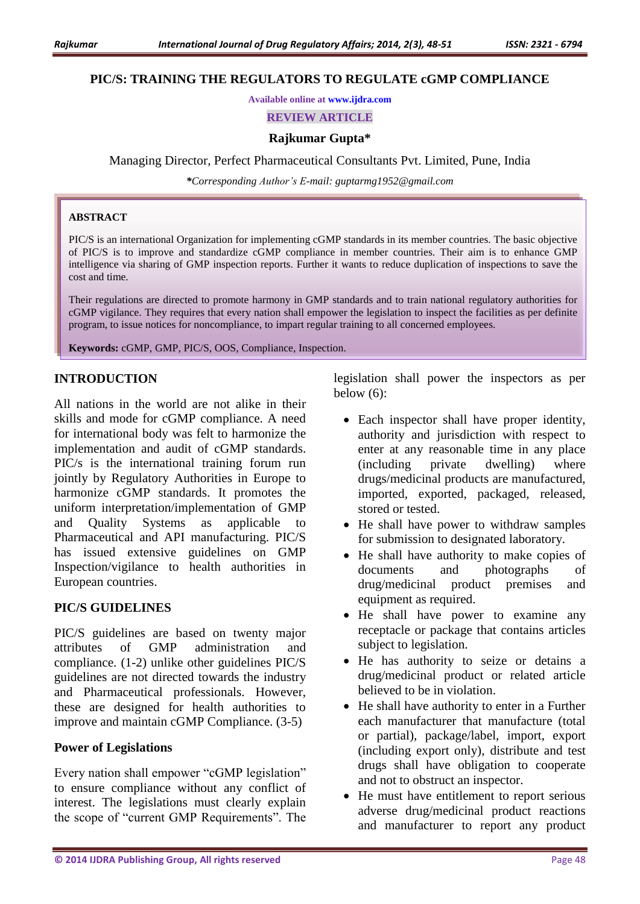# PIC/S: TRAINING THE REGULATORS TO REGULATE cGMP COMPLIANCE

Available online at www.ijdra.com

REVIEW ARTICLE

**Rajkumar Gupta***

Managing Director, Perfect Pharmaceutical Consultants Pvt. Limited, Pune, India

*\*Corresponding Author's E-mail: guptarmg1952@gmail.com*

## ABSTRACT

PIC/S is an international Organization for implementing cGMP standards in its member countries. The basic objective of PIC/S is to improve and standardize cGMP compliance in member countries. Their aim is to enhance GMP intelligence via sharing of GMP inspection reports. Further it wants to reduce duplication of inspections to save the cost and time.

Their regulations are directed to promote harmony in GMP standards and to train national regulatory authorities for cGMP vigilance. They requires that every nation shall empower the legislation to inspect the facilities as per definite program, to issue notices for noncompliance, to impart regular training to all concerned employees.

**Keywords:** cGMP, GMP, PIC/S, OOS, Compliance, Inspection.

## INTRODUCTION

All nations in the world are not alike in their skills and mode for cGMP compliance. A need for international body was felt to harmonize the implementation and audit of cGMP standards. PIC/s is the international training forum run jointly by Regulatory Authorities in Europe to harmonize cGMP standards. It promotes the uniform interpretation/implementation of GMP and Quality Systems as applicable to Pharmaceutical and API manufacturing. PIC/S has issued extensive guidelines on GMP Inspection/vigilance to health authorities in European countries.

## PIC/S GUIDELINES

PIC/S guidelines are based on twenty major attributes of GMP administration and compliance. (1-2) unlike other guidelines PIC/S guidelines are not directed towards the industry and Pharmaceutical professionals. However, these are designed for health authorities to improve and maintain cGMP Compliance. (3-5)

### Power of Legislations

Every nation shall empower "cGMP legislation" to ensure compliance without any conflict of interest. The legislations must clearly explain the scope of "current GMP Requirements". The legislation shall power the inspectors as per below (6):

- Each inspector shall have proper identity, authority and jurisdiction with respect to enter at any reasonable time in any place (including private dwelling) where drugs/medicinal products are manufactured, imported, exported, packaged, released, stored or tested.
- He shall have power to withdraw samples for submission to designated laboratory.
- He shall have authority to make copies of documents and photographs of drug/medicinal product premises and equipment as required.
- He shall have power to examine any receptacle or package that contains articles subject to legislation.
- He has authority to seize or detains a drug/medicinal product or related article believed to be in violation.
- He shall have authority to enter in a Further each manufacturer that manufacture (total or partial), package/label, import, export (including export only), distribute and test drugs shall have obligation to cooperate and not to obstruct an inspector.
- He must have entitlement to report serious adverse drug/medicinal product reactions and manufacturer to report any product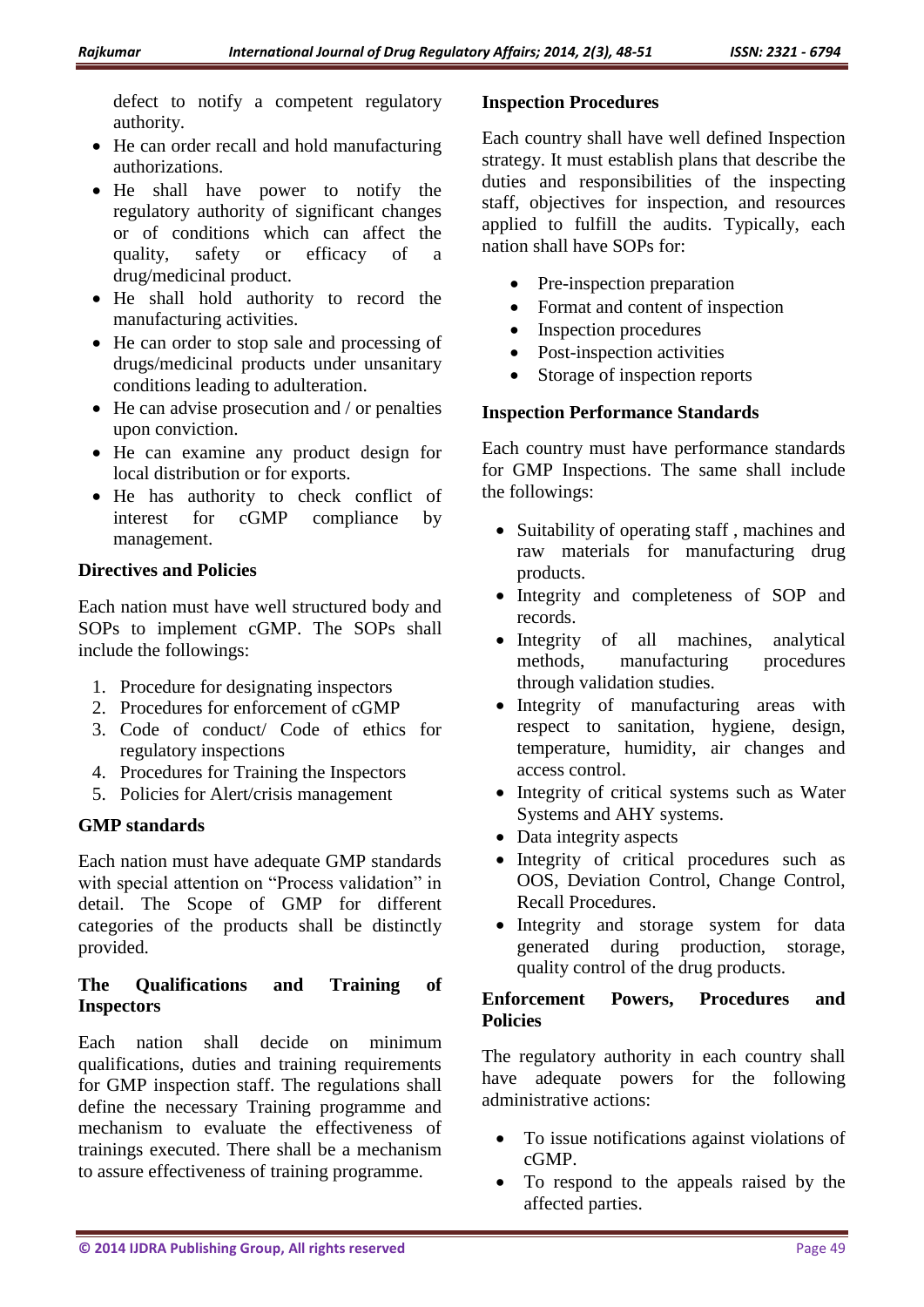defect to notify a competent regulatory authority.

- He can order recall and hold manufacturing authorizations.
- He shall have power to notify the regulatory authority of significant changes or of conditions which can affect the quality, safety or efficacy of a drug/medicinal product.
- He shall hold authority to record the manufacturing activities.
- He can order to stop sale and processing of drugs/medicinal products under unsanitary conditions leading to adulteration.
- He can advise prosecution and / or penalties upon conviction.
- He can examine any product design for local distribution or for exports.
- He has authority to check conflict of interest for cGMP compliance by management.

**Directives and Policies**

Each nation must have well structured body and SOPs to implement cGMP. The SOPs shall include the followings:

1. Procedure for designating inspectors
2. Procedures for enforcement of cGMP
3. Code of conduct/ Code of ethics for regulatory inspections
4. Procedures for Training the Inspectors
5. Policies for Alert/crisis management

**GMP standards**

Each nation must have adequate GMP standards with special attention on "Process validation" in detail. The Scope of GMP for different categories of the products shall be distinctly provided.

**The Qualifications and Training of Inspectors**

Each nation shall decide on minimum qualifications, duties and training requirements for GMP inspection staff. The regulations shall define the necessary Training programme and mechanism to evaluate the effectiveness of trainings executed. There shall be a mechanism to assure effectiveness of training programme.

**Inspection Procedures**

Each country shall have well defined Inspection strategy. It must establish plans that describe the duties and responsibilities of the inspecting staff, objectives for inspection, and resources applied to fulfill the audits. Typically, each nation shall have SOPs for:

- Pre-inspection preparation
- Format and content of inspection
- Inspection procedures
- Post-inspection activities
- Storage of inspection reports

**Inspection Performance Standards**

Each country must have performance standards for GMP Inspections. The same shall include the followings:

- Suitability of operating staff , machines and raw materials for manufacturing drug products.
- Integrity and completeness of SOP and records.
- Integrity of all machines, analytical methods, manufacturing procedures through validation studies.
- Integrity of manufacturing areas with respect to sanitation, hygiene, design, temperature, humidity, air changes and access control.
- Integrity of critical systems such as Water Systems and AHY systems.
- Data integrity aspects
- Integrity of critical procedures such as OOS, Deviation Control, Change Control, Recall Procedures.
- Integrity and storage system for data generated during production, storage, quality control of the drug products.

**Enforcement Powers, Procedures and Policies**

The regulatory authority in each country shall have adequate powers for the following administrative actions:

- To issue notifications against violations of cGMP.
- To respond to the appeals raised by the affected parties.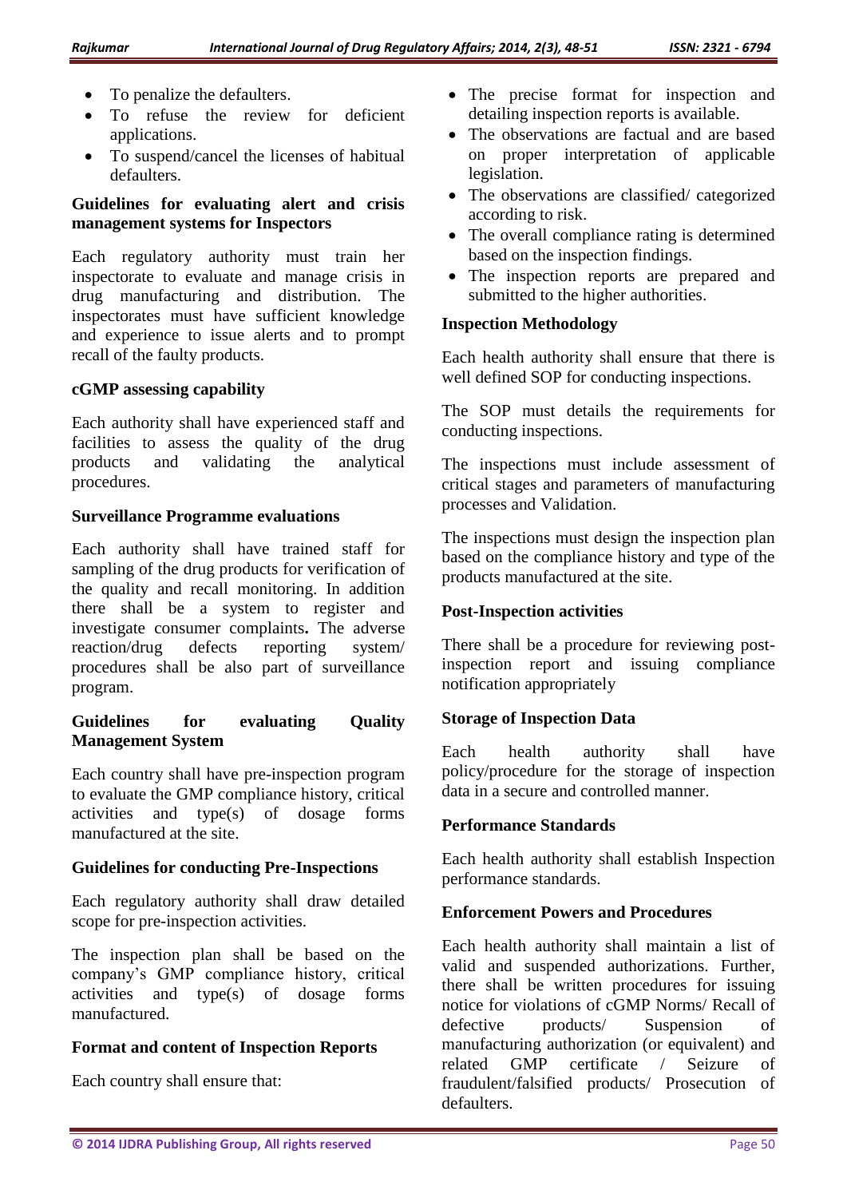- To penalize the defaulters.
- To refuse the review for deficient applications.
- To suspend/cancel the licenses of habitual defaulters.

**Guidelines for evaluating alert and crisis management systems for Inspectors**

Each regulatory authority must train her inspectorate to evaluate and manage crisis in drug manufacturing and distribution. The inspectorates must have sufficient knowledge and experience to issue alerts and to prompt recall of the faulty products.

**cGMP assessing capability**

Each authority shall have experienced staff and facilities to assess the quality of the drug products and validating the analytical procedures.

**Surveillance Programme evaluations**

Each authority shall have trained staff for sampling of the drug products for verification of the quality and recall monitoring. In addition there shall be a system to register and investigate consumer complaints**.** The adverse reaction/drug defects reporting system/ procedures shall be also part of surveillance program.

**Guidelines for evaluating Quality Management System**

Each country shall have pre-inspection program to evaluate the GMP compliance history, critical activities and type(s) of dosage forms manufactured at the site.

**Guidelines for conducting Pre-Inspections**

Each regulatory authority shall draw detailed scope for pre-inspection activities.

The inspection plan shall be based on the company's GMP compliance history, critical activities and type(s) of dosage forms manufactured.

**Format and content of Inspection Reports**

Each country shall ensure that:

- The precise format for inspection and detailing inspection reports is available.
- The observations are factual and are based on proper interpretation of applicable legislation.
- The observations are classified/ categorized according to risk.
- The overall compliance rating is determined based on the inspection findings.
- The inspection reports are prepared and submitted to the higher authorities.

**Inspection Methodology**

Each health authority shall ensure that there is well defined SOP for conducting inspections.

The SOP must details the requirements for conducting inspections.

The inspections must include assessment of critical stages and parameters of manufacturing processes and Validation.

The inspections must design the inspection plan based on the compliance history and type of the products manufactured at the site.

**Post-Inspection activities**

There shall be a procedure for reviewing post-inspection report and issuing compliance notification appropriately

**Storage of Inspection Data**

Each health authority shall have policy/procedure for the storage of inspection data in a secure and controlled manner.

**Performance Standards**

Each health authority shall establish Inspection performance standards.

**Enforcement Powers and Procedures**

Each health authority shall maintain a list of valid and suspended authorizations. Further, there shall be written procedures for issuing notice for violations of cGMP Norms/ Recall of defective products/ Suspension of manufacturing authorization (or equivalent) and related GMP certificate / Seizure of fraudulent/falsified products/ Prosecution of defaulters.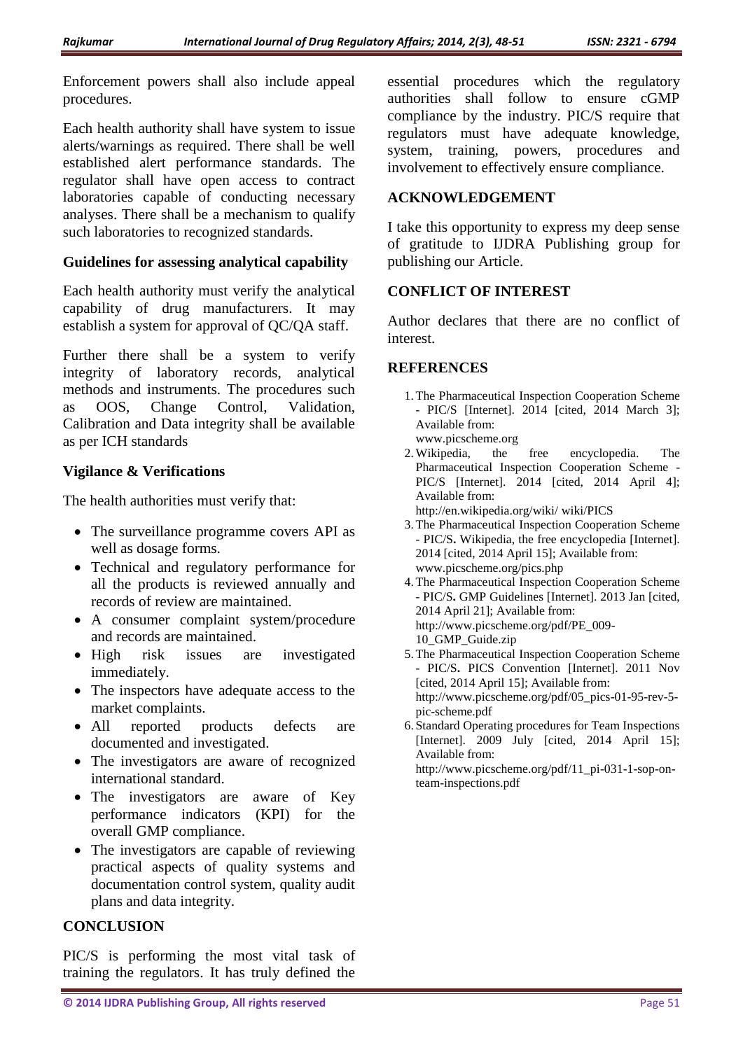Enforcement powers shall also include appeal procedures.

Each health authority shall have system to issue alerts/warnings as required. There shall be well established alert performance standards. The regulator shall have open access to contract laboratories capable of conducting necessary analyses. There shall be a mechanism to qualify such laboratories to recognized standards.

### Guidelines for assessing analytical capability

Each health authority must verify the analytical capability of drug manufacturers. It may establish a system for approval of QC/QA staff.

Further there shall be a system to verify integrity of laboratory records, analytical methods and instruments. The procedures such as OOS, Change Control, Validation, Calibration and Data integrity shall be available as per ICH standards

### Vigilance & Verifications

The health authorities must verify that:

- The surveillance programme covers API as well as dosage forms.
- Technical and regulatory performance for all the products is reviewed annually and records of review are maintained.
- A consumer complaint system/procedure and records are maintained.
- High risk issues are investigated immediately.
- The inspectors have adequate access to the market complaints.
- All reported products defects are documented and investigated.
- The investigators are aware of recognized international standard.
- The investigators are aware of Key performance indicators (KPI) for the overall GMP compliance.
- The investigators are capable of reviewing practical aspects of quality systems and documentation control system, quality audit plans and data integrity.

## CONCLUSION

PIC/S is performing the most vital task of training the regulators. It has truly defined the essential procedures which the regulatory authorities shall follow to ensure cGMP compliance by the industry. PIC/S require that regulators must have adequate knowledge, system, training, powers, procedures and involvement to effectively ensure compliance.

## ACKNOWLEDGEMENT

I take this opportunity to express my deep sense of gratitude to IJDRA Publishing group for publishing our Article.

## CONFLICT OF INTEREST

Author declares that there are no conflict of interest.

## REFERENCES

1. The Pharmaceutical Inspection Cooperation Scheme - PIC/S [Internet]. 2014 [cited, 2014 March 3]; Available from: www.picscheme.org
2. Wikipedia, the free encyclopedia. The Pharmaceutical Inspection Cooperation Scheme - PIC/S [Internet]. 2014 [cited, 2014 April 4]; Available from: http://en.wikipedia.org/wiki/ wiki/PICS
3. The Pharmaceutical Inspection Cooperation Scheme - PIC/S. Wikipedia, the free encyclopedia [Internet]. 2014 [cited, 2014 April 15]; Available from: www.picscheme.org/pics.php
4. The Pharmaceutical Inspection Cooperation Scheme - PIC/S. GMP Guidelines [Internet]. 2013 Jan [cited, 2014 April 21]; Available from: http://www.picscheme.org/pdf/PE_009-10_GMP_Guide.zip
5. The Pharmaceutical Inspection Cooperation Scheme - PIC/S. PICS Convention [Internet]. 2011 Nov [cited, 2014 April 15]; Available from: http://www.picscheme.org/pdf/05_pics-01-95-rev-5-pic-scheme.pdf
6. Standard Operating procedures for Team Inspections [Internet]. 2009 July [cited, 2014 April 15]; Available from: http://www.picscheme.org/pdf/11_pi-031-1-sop-on-team-inspections.pdf